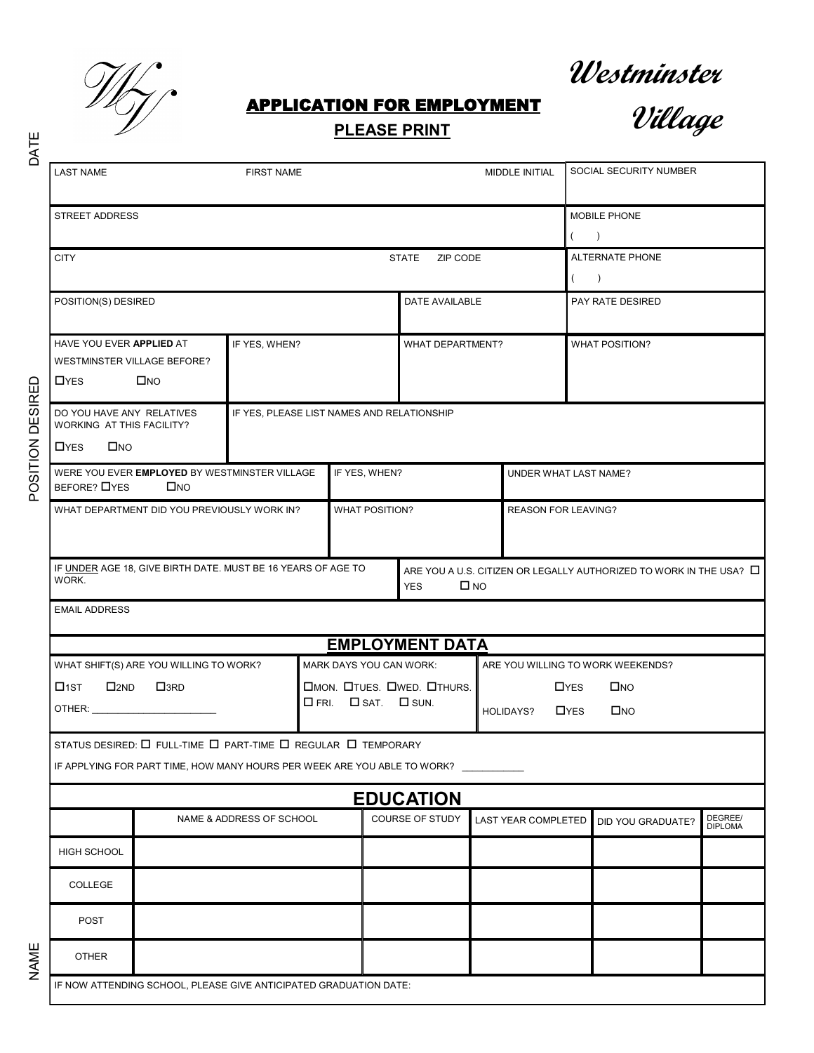# Westminster Village

## APPLICATION FOR EMPLOYMENT

**PLEASE PRINT**

DATE

POSITION DESIRED

NAME

| LAST NAME | FIRST NAME | MIDDLE INITIAL | SOCIAL SECURITY NUMBER |
|---|---|---|---|
| STREET ADDRESS | | | MOBILE PHONE ( ) |
| CITY | STATE | ZIP CODE | ALTERNATE PHONE ( ) |
| POSITION(S) DESIRED | DATE AVAILABLE | | PAY RATE DESIRED |

| HAVE YOU EVER **APPLIED** AT WESTMINSTER VILLAGE BEFORE? ☐YES ☐NO | IF YES, WHEN? | WHAT DEPARTMENT? | WHAT POSITION? |
|---|---|---|---|

| DO YOU HAVE ANY RELATIVES WORKING AT THIS FACILITY? ☐YES ☐NO | IF YES, PLEASE LIST NAMES AND RELATIONSHIP |
|---|---|

| WERE YOU EVER **EMPLOYED** BY WESTMINSTER VILLAGE BEFORE? ☐YES ☐NO | IF YES, WHEN? | UNDER WHAT LAST NAME? |
|---|---|---|
| WHAT DEPARTMENT DID YOU PREVIOUSLY WORK IN? | WHAT POSITION? | REASON FOR LEAVING? |

| IF UNDER AGE 18, GIVE BIRTH DATE. MUST BE 16 YEARS OF AGE TO WORK. | ARE YOU A U.S. CITIZEN OR LEGALLY AUTHORIZED TO WORK IN THE USA? ☐ YES ☐ NO |
|---|---|

EMAIL ADDRESS

## EMPLOYMENT DATA

| WHAT SHIFT(S) ARE YOU WILLING TO WORK? | MARK DAYS YOU CAN WORK: | ARE YOU WILLING TO WORK WEEKENDS? |
|---|---|---|
| ☐1ST ☐2ND ☐3RD<br>OTHER: ______________________ | ☐MON. ☐TUES. ☐WED. ☐THURS.<br>☐ FRI. ☐ SAT. ☐ SUN. | ☐YES ☐NO<br>HOLIDAYS? ☐YES ☐NO |

STATUS DESIRED: ☐ FULL-TIME ☐ PART-TIME ☐ REGULAR ☐ TEMPORARY

IF APPLYING FOR PART TIME, HOW MANY HOURS PER WEEK ARE YOU ABLE TO WORK? ___________

## EDUCATION

| | NAME & ADDRESS OF SCHOOL | COURSE OF STUDY | LAST YEAR COMPLETED | DID YOU GRADUATE? | DEGREE/ DIPLOMA |
|---|---|---|---|---|---|
| HIGH SCHOOL | | | | | |
| COLLEGE | | | | | |
| POST | | | | | |
| OTHER | | | | | |

IF NOW ATTENDING SCHOOL, PLEASE GIVE ANTICIPATED GRADUATION DATE: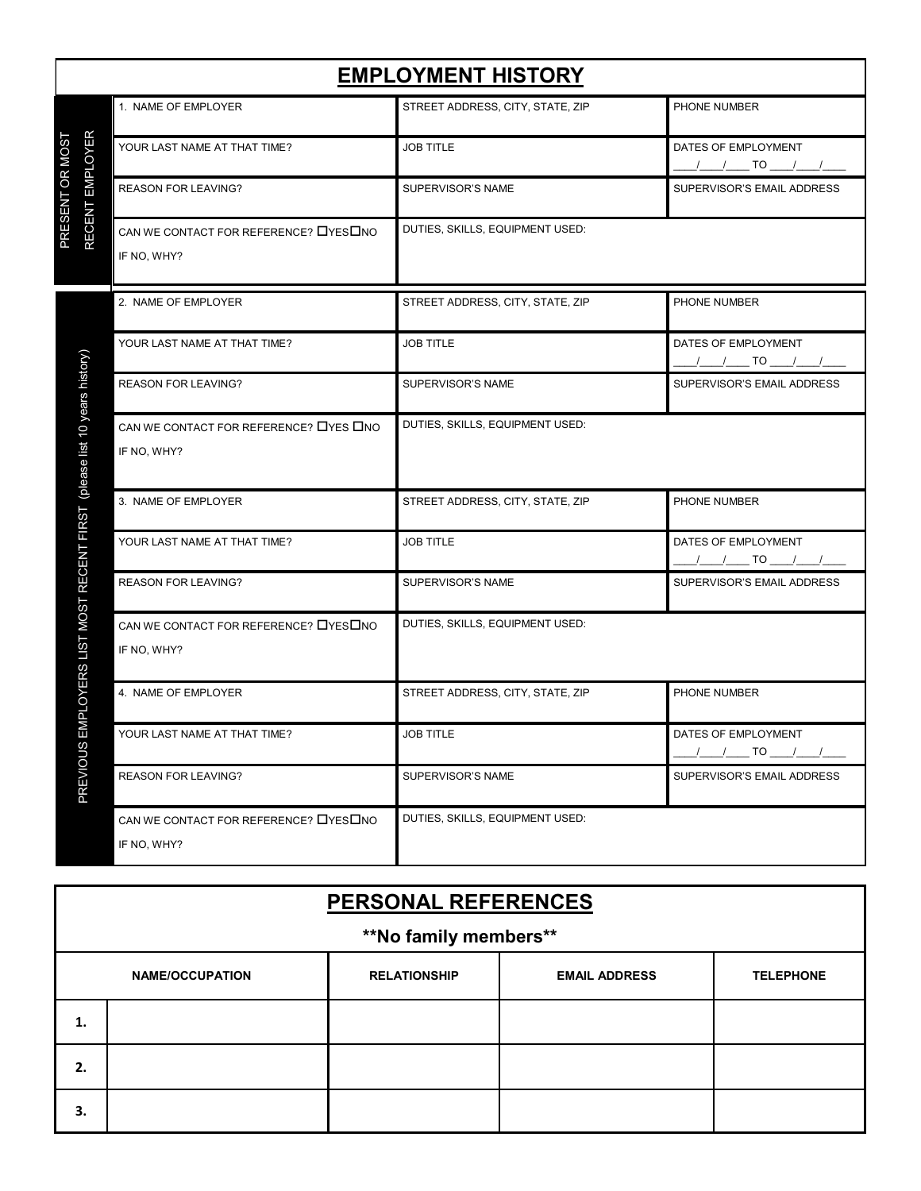## EMPLOYMENT HISTORY

**PRESENT OR MOST RECENT EMPLOYER**

| | | |
|---|---|---|
| 1. NAME OF EMPLOYER | STREET ADDRESS, CITY, STATE, ZIP | PHONE NUMBER |
| YOUR LAST NAME AT THAT TIME? | JOB TITLE | DATES OF EMPLOYMENT ____/____/____ TO ____/____/____ |
| REASON FOR LEAVING? | SUPERVISOR'S NAME | SUPERVISOR'S EMAIL ADDRESS |
| CAN WE CONTACT FOR REFERENCE? ☐YES☐NO IF NO, WHY? | DUTIES, SKILLS, EQUIPMENT USED: | |

**PREVIOUS EMPLOYERS LIST MOST RECENT FIRST (please list 10 years history)**

| | | |
|---|---|---|
| 2. NAME OF EMPLOYER | STREET ADDRESS, CITY, STATE, ZIP | PHONE NUMBER |
| YOUR LAST NAME AT THAT TIME? | JOB TITLE | DATES OF EMPLOYMENT ____/____/____ TO ____/____/____ |
| REASON FOR LEAVING? | SUPERVISOR'S NAME | SUPERVISOR'S EMAIL ADDRESS |
| CAN WE CONTACT FOR REFERENCE? ☐YES ☐NO IF NO, WHY? | DUTIES, SKILLS, EQUIPMENT USED: | |
| 3. NAME OF EMPLOYER | STREET ADDRESS, CITY, STATE, ZIP | PHONE NUMBER |
| YOUR LAST NAME AT THAT TIME? | JOB TITLE | DATES OF EMPLOYMENT ____/____/____ TO ____/____/____ |
| REASON FOR LEAVING? | SUPERVISOR'S NAME | SUPERVISOR'S EMAIL ADDRESS |
| CAN WE CONTACT FOR REFERENCE? ☐YES☐NO IF NO, WHY? | DUTIES, SKILLS, EQUIPMENT USED: | |
| 4. NAME OF EMPLOYER | STREET ADDRESS, CITY, STATE, ZIP | PHONE NUMBER |
| YOUR LAST NAME AT THAT TIME? | JOB TITLE | DATES OF EMPLOYMENT ____/____/____ TO ____/____/____ |
| REASON FOR LEAVING? | SUPERVISOR'S NAME | SUPERVISOR'S EMAIL ADDRESS |
| CAN WE CONTACT FOR REFERENCE? ☐YES☐NO IF NO, WHY? | DUTIES, SKILLS, EQUIPMENT USED: | |

## PERSONAL REFERENCES

**\*\*No family members\*\***

| | NAME/OCCUPATION | RELATIONSHIP | EMAIL ADDRESS | TELEPHONE |
|---|---|---|---|---|
| **1.** | | | | |
| **2.** | | | | |
| **3.** | | | | |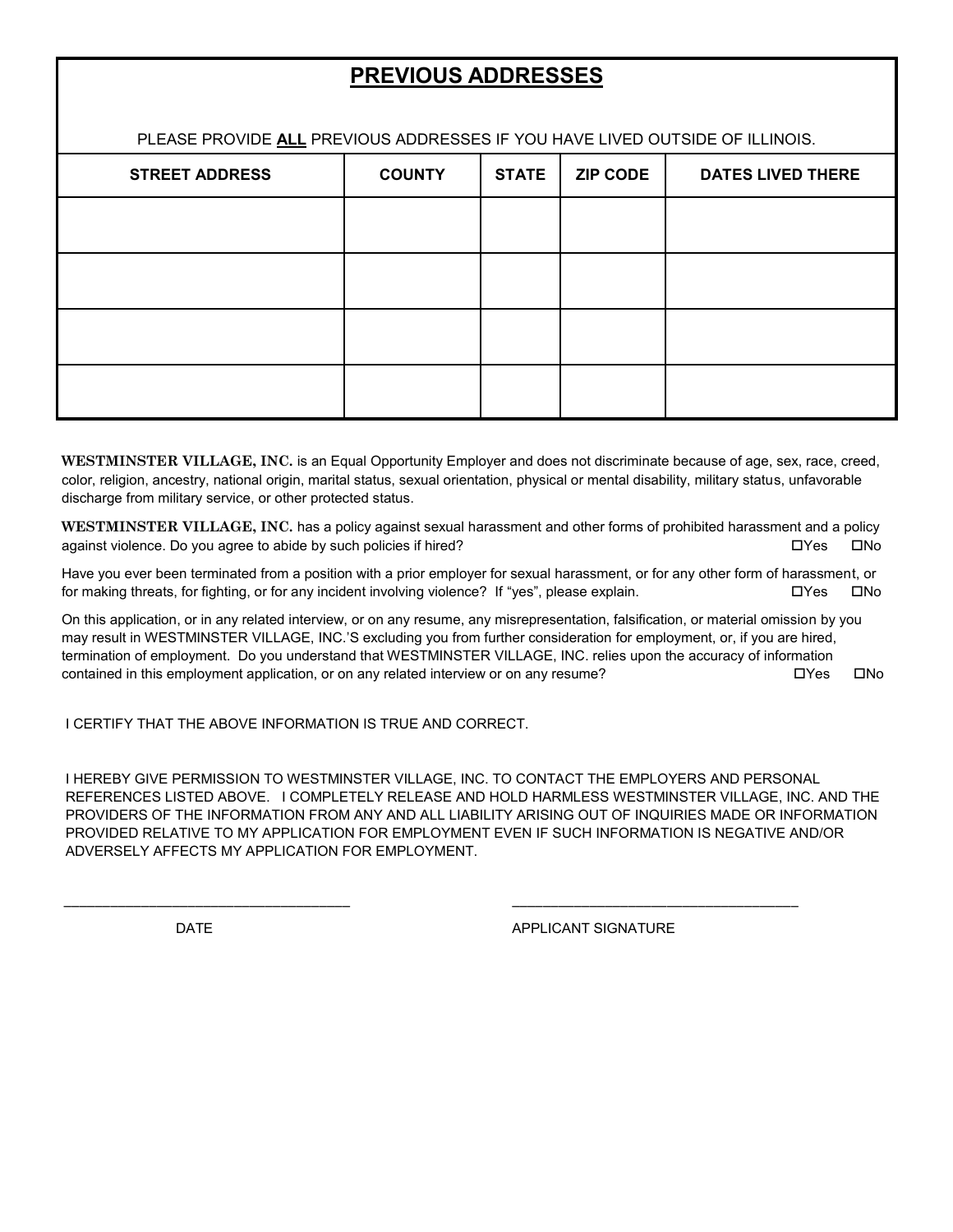## PREVIOUS ADDRESSES

PLEASE PROVIDE **ALL** PREVIOUS ADDRESSES IF YOU HAVE LIVED OUTSIDE OF ILLINOIS.

| STREET ADDRESS | COUNTY | STATE | ZIP CODE | DATES LIVED THERE |
|---|---|---|---|---|
| | | | | |
| | | | | |
| | | | | |
| | | | | |

**WESTMINSTER VILLAGE, INC.** is an Equal Opportunity Employer and does not discriminate because of age, sex, race, creed, color, religion, ancestry, national origin, marital status, sexual orientation, physical or mental disability, military status, unfavorable discharge from military service, or other protected status.

**WESTMINSTER VILLAGE, INC.** has a policy against sexual harassment and other forms of prohibited harassment and a policy against violence. Do you agree to abide by such policies if hired? ☐Yes ☐No

Have you ever been terminated from a position with a prior employer for sexual harassment, or for any other form of harassment, or for making threats, for fighting, or for any incident involving violence? If "yes", please explain. ☐Yes ☐No

On this application, or in any related interview, or on any resume, any misrepresentation, falsification, or material omission by you may result in WESTMINSTER VILLAGE, INC.'S excluding you from further consideration for employment, or, if you are hired, termination of employment. Do you understand that WESTMINSTER VILLAGE, INC. relies upon the accuracy of information contained in this employment application, or on any related interview or on any resume? ☐Yes ☐No

I CERTIFY THAT THE ABOVE INFORMATION IS TRUE AND CORRECT.

I HEREBY GIVE PERMISSION TO WESTMINSTER VILLAGE, INC. TO CONTACT THE EMPLOYERS AND PERSONAL REFERENCES LISTED ABOVE. I COMPLETELY RELEASE AND HOLD HARMLESS WESTMINSTER VILLAGE, INC. AND THE PROVIDERS OF THE INFORMATION FROM ANY AND ALL LIABILITY ARISING OUT OF INQUIRIES MADE OR INFORMATION PROVIDED RELATIVE TO MY APPLICATION FOR EMPLOYMENT EVEN IF SUCH INFORMATION IS NEGATIVE AND/OR ADVERSELY AFFECTS MY APPLICATION FOR EMPLOYMENT.

\_\_\_\_\_\_\_\_\_\_\_\_\_\_\_\_\_\_\_\_\_\_\_\_\_\_\_\_\_\_\_\_\_\_\_\_ \_\_\_\_\_\_\_\_\_\_\_\_\_\_\_\_\_\_\_\_\_\_\_\_\_\_\_\_\_\_\_\_\_\_\_\_

DATE APPLICANT SIGNATURE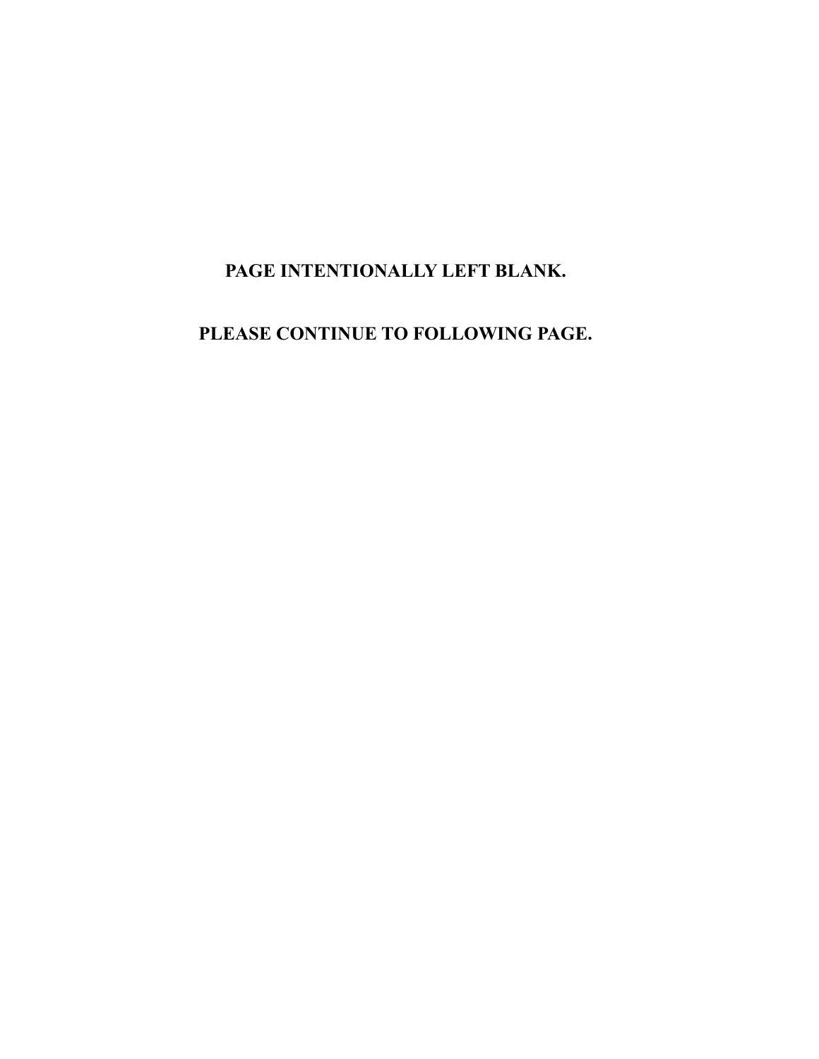**PAGE INTENTIONALLY LEFT BLANK.**

**PLEASE CONTINUE TO FOLLOWING PAGE.**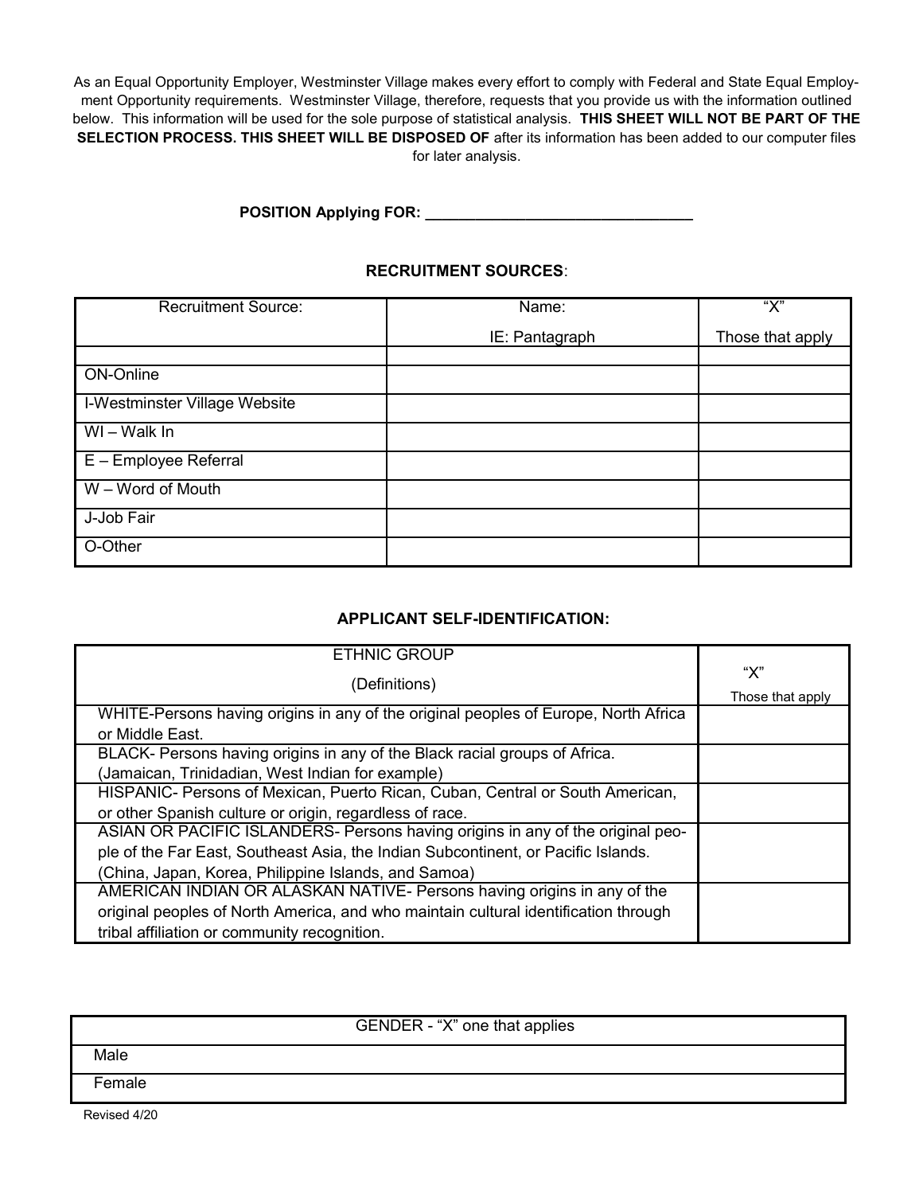As an Equal Opportunity Employer, Westminster Village makes every effort to comply with Federal and State Equal Employment Opportunity requirements. Westminster Village, therefore, requests that you provide us with the information outlined below. This information will be used for the sole purpose of statistical analysis. **THIS SHEET WILL NOT BE PART OF THE SELECTION PROCESS. THIS SHEET WILL BE DISPOSED OF** after its information has been added to our computer files for later analysis.

**POSITION Applying FOR: _________________________________**

**RECRUITMENT SOURCES**:

| Recruitment Source: | Name: IE: Pantagraph | "X" Those that apply |
|---|---|---|
| | | |
| ON-Online | | |
| I-Westminster Village Website | | |
| WI – Walk In | | |
| E – Employee Referral | | |
| W – Word of Mouth | | |
| J-Job Fair | | |
| O-Other | | |

**APPLICANT SELF-IDENTIFICATION:**

| ETHNIC GROUP (Definitions) | "X" Those that apply |
|---|---|
| WHITE-Persons having origins in any of the original peoples of Europe, North Africa or Middle East. | |
| BLACK- Persons having origins in any of the Black racial groups of Africa. (Jamaican, Trinidadian, West Indian for example) | |
| HISPANIC- Persons of Mexican, Puerto Rican, Cuban, Central or South American, or other Spanish culture or origin, regardless of race. | |
| ASIAN OR PACIFIC ISLANDERS- Persons having origins in any of the original people of the Far East, Southeast Asia, the Indian Subcontinent, or Pacific Islands. (China, Japan, Korea, Philippine Islands, and Samoa) | |
| AMERICAN INDIAN OR ALASKAN NATIVE- Persons having origins in any of the original peoples of North America, and who maintain cultural identification through tribal affiliation or community recognition. | |

| GENDER - "X" one that applies |
|---|
| Male |
| Female |

Revised 4/20